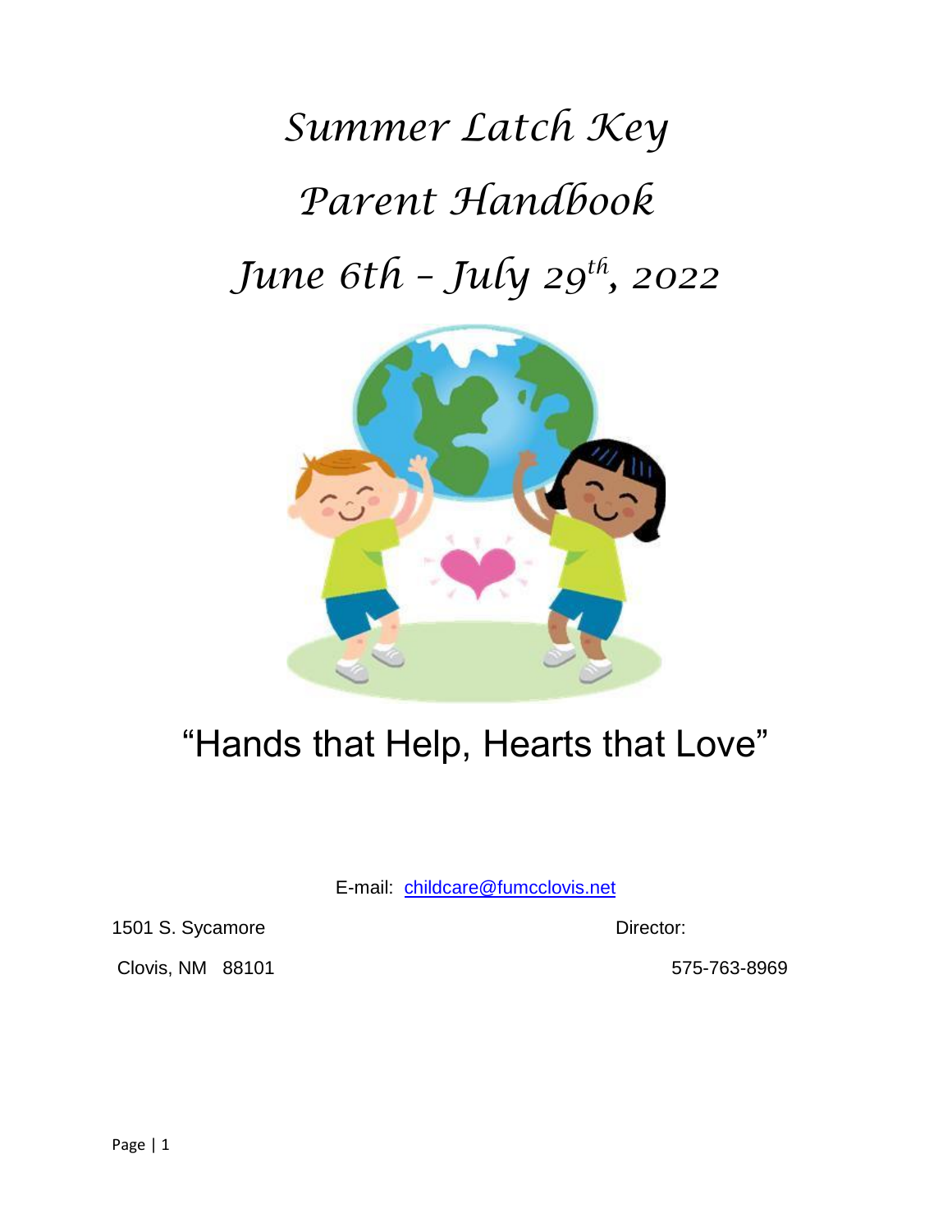# Summer Latch Key

# Parent Handbook

# June 6th – July 29th, 2022

"Hands that Help, Hearts that Love"

E-mail: childcare@fumcclovis.net

1501 S. Sycamore

Clovis, NM 88101

Director:

575-763-8969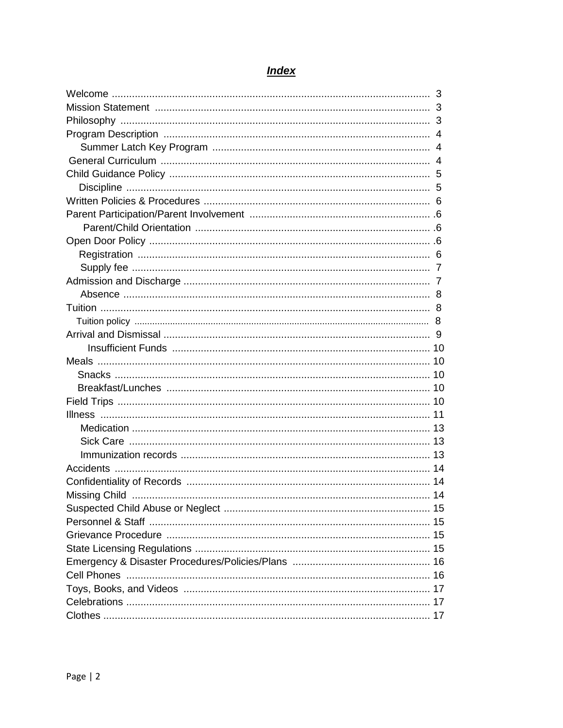# *Index*

| Section | Page |
|---|---|
| Welcome | 3 |
| Mission Statement | 3 |
| Philosophy | 3 |
| Program Description | 4 |
| Summer Latch Key Program | 4 |
| General Curriculum | 4 |
| Child Guidance Policy | 5 |
| Discipline | 5 |
| Written Policies & Procedures | 6 |
| Parent Participation/Parent Involvement | .6 |
| Parent/Child Orientation | .6 |
| Open Door Policy | .6 |
| Registration | 6 |
| Supply fee | 7 |
| Admission and Discharge | 7 |
| Absence | 8 |
| Tuition | 8 |
| Tuition policy | 8 |
| Arrival and Dismissal | 9 |
| Insufficient Funds | 10 |
| Meals | 10 |
| Snacks | 10 |
| Breakfast/Lunches | 10 |
| Field Trips | 10 |
| Illness | 11 |
| Medication | 13 |
| Sick Care | 13 |
| Immunization records | 13 |
| Accidents | 14 |
| Confidentiality of Records | 14 |
| Missing Child | 14 |
| Suspected Child Abuse or Neglect | 15 |
| Personnel & Staff | 15 |
| Grievance Procedure | 15 |
| State Licensing Regulations | 15 |
| Emergency & Disaster Procedures/Policies/Plans | 16 |
| Cell Phones | 16 |
| Toys, Books, and Videos | 17 |
| Celebrations | 17 |
| Clothes | 17 |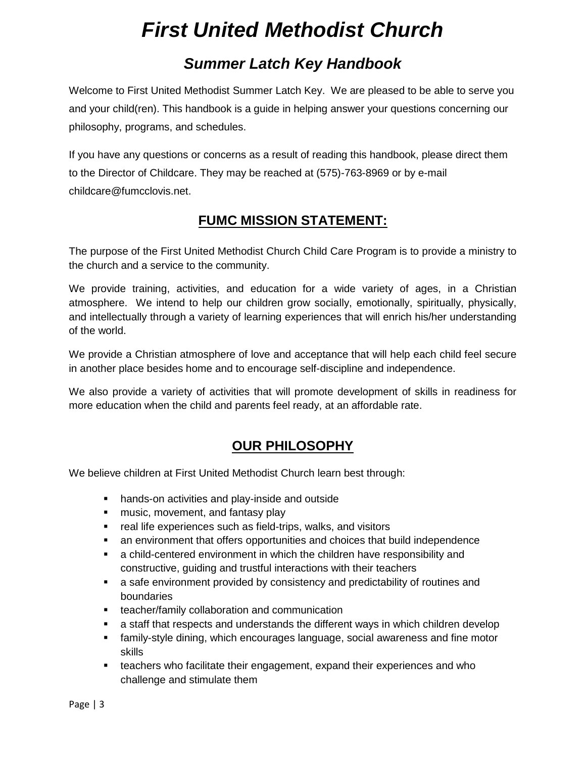# *First United Methodist Church*

## *Summer Latch Key Handbook*

Welcome to First United Methodist Summer Latch Key. We are pleased to be able to serve you and your child(ren). This handbook is a guide in helping answer your questions concerning our philosophy, programs, and schedules.

If you have any questions or concerns as a result of reading this handbook, please direct them to the Director of Childcare. They may be reached at (575)-763-8969 or by e-mail childcare@fumcclovis.net.

## FUMC MISSION STATEMENT:

The purpose of the First United Methodist Church Child Care Program is to provide a ministry to the church and a service to the community.

We provide training, activities, and education for a wide variety of ages, in a Christian atmosphere. We intend to help our children grow socially, emotionally, spiritually, physically, and intellectually through a variety of learning experiences that will enrich his/her understanding of the world.

We provide a Christian atmosphere of love and acceptance that will help each child feel secure in another place besides home and to encourage self-discipline and independence.

We also provide a variety of activities that will promote development of skills in readiness for more education when the child and parents feel ready, at an affordable rate.

## OUR PHILOSOPHY

We believe children at First United Methodist Church learn best through:

- hands-on activities and play-inside and outside
- music, movement, and fantasy play
- real life experiences such as field-trips, walks, and visitors
- an environment that offers opportunities and choices that build independence
- a child-centered environment in which the children have responsibility and constructive, guiding and trustful interactions with their teachers
- a safe environment provided by consistency and predictability of routines and boundaries
- teacher/family collaboration and communication
- a staff that respects and understands the different ways in which children develop
- family-style dining, which encourages language, social awareness and fine motor skills
- teachers who facilitate their engagement, expand their experiences and who challenge and stimulate them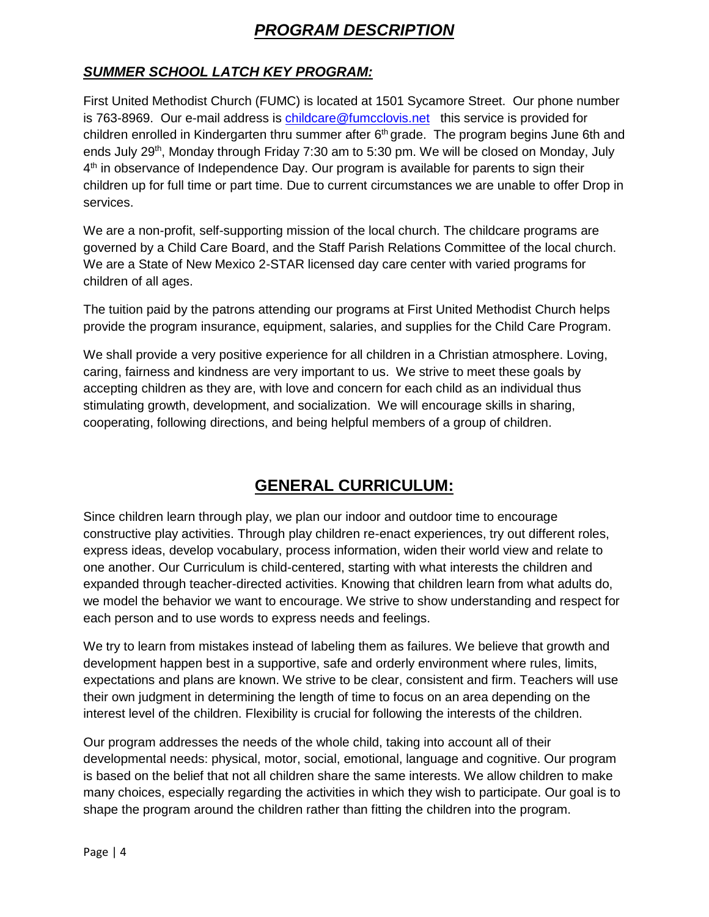# ***PROGRAM DESCRIPTION***

## ***SUMMER SCHOOL LATCH KEY PROGRAM:***

First United Methodist Church (FUMC) is located at 1501 Sycamore Street. Our phone number is 763-8969. Our e-mail address is childcare@fumcclovis.net this service is provided for children enrolled in Kindergarten thru summer after 6th grade. The program begins June 6th and ends July 29th, Monday through Friday 7:30 am to 5:30 pm. We will be closed on Monday, July 4th in observance of Independence Day. Our program is available for parents to sign their children up for full time or part time. Due to current circumstances we are unable to offer Drop in services.

We are a non-profit, self-supporting mission of the local church. The childcare programs are governed by a Child Care Board, and the Staff Parish Relations Committee of the local church. We are a State of New Mexico 2-STAR licensed day care center with varied programs for children of all ages.

The tuition paid by the patrons attending our programs at First United Methodist Church helps provide the program insurance, equipment, salaries, and supplies for the Child Care Program.

We shall provide a very positive experience for all children in a Christian atmosphere. Loving, caring, fairness and kindness are very important to us. We strive to meet these goals by accepting children as they are, with love and concern for each child as an individual thus stimulating growth, development, and socialization. We will encourage skills in sharing, cooperating, following directions, and being helpful members of a group of children.

# **GENERAL CURRICULUM:**

Since children learn through play, we plan our indoor and outdoor time to encourage constructive play activities. Through play children re-enact experiences, try out different roles, express ideas, develop vocabulary, process information, widen their world view and relate to one another. Our Curriculum is child-centered, starting with what interests the children and expanded through teacher-directed activities. Knowing that children learn from what adults do, we model the behavior we want to encourage. We strive to show understanding and respect for each person and to use words to express needs and feelings.

We try to learn from mistakes instead of labeling them as failures. We believe that growth and development happen best in a supportive, safe and orderly environment where rules, limits, expectations and plans are known. We strive to be clear, consistent and firm. Teachers will use their own judgment in determining the length of time to focus on an area depending on the interest level of the children. Flexibility is crucial for following the interests of the children.

Our program addresses the needs of the whole child, taking into account all of their developmental needs: physical, motor, social, emotional, language and cognitive. Our program is based on the belief that not all children share the same interests. We allow children to make many choices, especially regarding the activities in which they wish to participate. Our goal is to shape the program around the children rather than fitting the children into the program.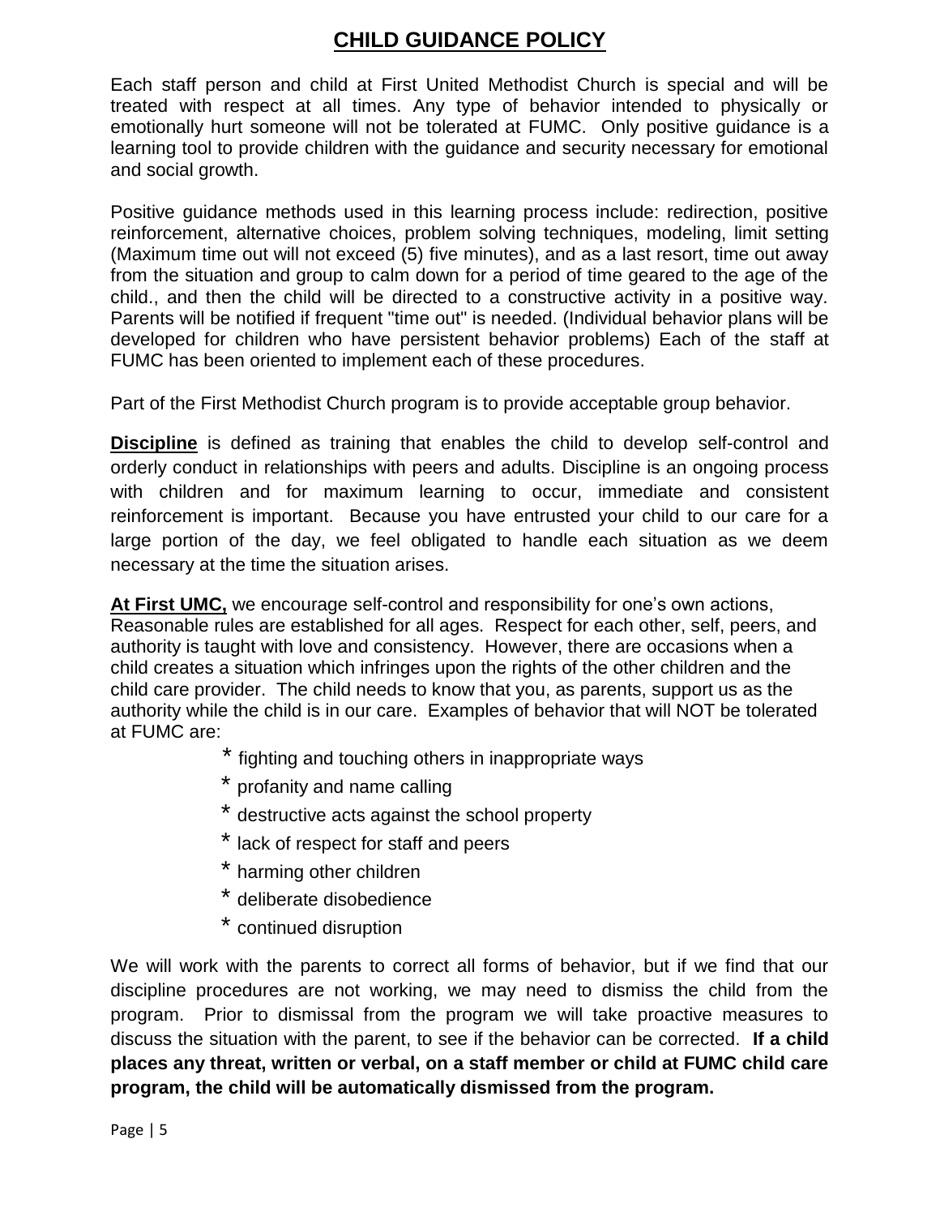# CHILD GUIDANCE POLICY

Each staff person and child at First United Methodist Church is special and will be treated with respect at all times. Any type of behavior intended to physically or emotionally hurt someone will not be tolerated at FUMC. Only positive guidance is a learning tool to provide children with the guidance and security necessary for emotional and social growth.

Positive guidance methods used in this learning process include: redirection, positive reinforcement, alternative choices, problem solving techniques, modeling, limit setting (Maximum time out will not exceed (5) five minutes), and as a last resort, time out away from the situation and group to calm down for a period of time geared to the age of the child., and then the child will be directed to a constructive activity in a positive way. Parents will be notified if frequent "time out" is needed. (Individual behavior plans will be developed for children who have persistent behavior problems) Each of the staff at FUMC has been oriented to implement each of these procedures.

Part of the First Methodist Church program is to provide acceptable group behavior.

**Discipline** is defined as training that enables the child to develop self-control and orderly conduct in relationships with peers and adults. Discipline is an ongoing process with children and for maximum learning to occur, immediate and consistent reinforcement is important. Because you have entrusted your child to our care for a large portion of the day, we feel obligated to handle each situation as we deem necessary at the time the situation arises.

**At First UMC,** we encourage self-control and responsibility for one's own actions, Reasonable rules are established for all ages. Respect for each other, self, peers, and authority is taught with love and consistency. However, there are occasions when a child creates a situation which infringes upon the rights of the other children and the child care provider. The child needs to know that you, as parents, support us as the authority while the child is in our care. Examples of behavior that will NOT be tolerated at FUMC are:

- fighting and touching others in inappropriate ways
- profanity and name calling
- destructive acts against the school property
- lack of respect for staff and peers
- harming other children
- deliberate disobedience
- continued disruption

We will work with the parents to correct all forms of behavior, but if we find that our discipline procedures are not working, we may need to dismiss the child from the program. Prior to dismissal from the program we will take proactive measures to discuss the situation with the parent, to see if the behavior can be corrected. **If a child places any threat, written or verbal, on a staff member or child at FUMC child care program, the child will be automatically dismissed from the program.**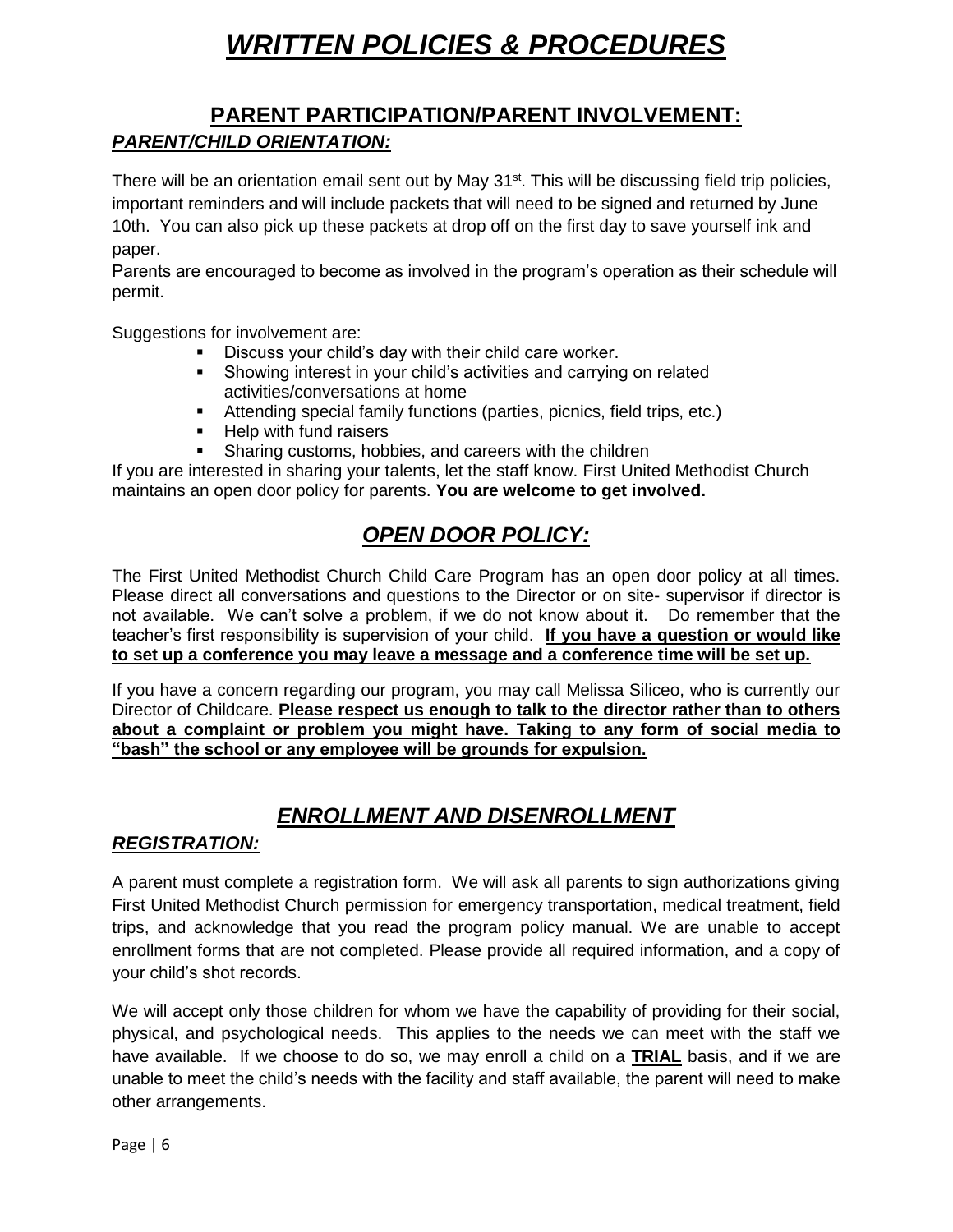# ***WRITTEN POLICIES & PROCEDURES***

## **PARENT PARTICIPATION/PARENT INVOLVEMENT:**

### ***PARENT/CHILD ORIENTATION:***

There will be an orientation email sent out by May 31st. This will be discussing field trip policies, important reminders and will include packets that will need to be signed and returned by June 10th. You can also pick up these packets at drop off on the first day to save yourself ink and paper.

Parents are encouraged to become as involved in the program's operation as their schedule will permit.

Suggestions for involvement are:

- Discuss your child's day with their child care worker.
- Showing interest in your child's activities and carrying on related activities/conversations at home
- Attending special family functions (parties, picnics, field trips, etc.)
- Help with fund raisers
- Sharing customs, hobbies, and careers with the children

If you are interested in sharing your talents, let the staff know. First United Methodist Church maintains an open door policy for parents. **You are welcome to get involved.**

## ***OPEN DOOR POLICY:***

The First United Methodist Church Child Care Program has an open door policy at all times. Please direct all conversations and questions to the Director or on site- supervisor if director is not available. We can't solve a problem, if we do not know about it. Do remember that the teacher's first responsibility is supervision of your child. **If you have a question or would like to set up a conference you may leave a message and a conference time will be set up.**

If you have a concern regarding our program, you may call Melissa Siliceo, who is currently our Director of Childcare. **Please respect us enough to talk to the director rather than to others about a complaint or problem you might have. Taking to any form of social media to "bash" the school or any employee will be grounds for expulsion.**

## ***ENROLLMENT AND DISENROLLMENT***

### ***REGISTRATION:***

A parent must complete a registration form. We will ask all parents to sign authorizations giving First United Methodist Church permission for emergency transportation, medical treatment, field trips, and acknowledge that you read the program policy manual. We are unable to accept enrollment forms that are not completed. Please provide all required information, and a copy of your child's shot records.

We will accept only those children for whom we have the capability of providing for their social, physical, and psychological needs. This applies to the needs we can meet with the staff we have available. If we choose to do so, we may enroll a child on a **TRIAL** basis, and if we are unable to meet the child's needs with the facility and staff available, the parent will need to make other arrangements.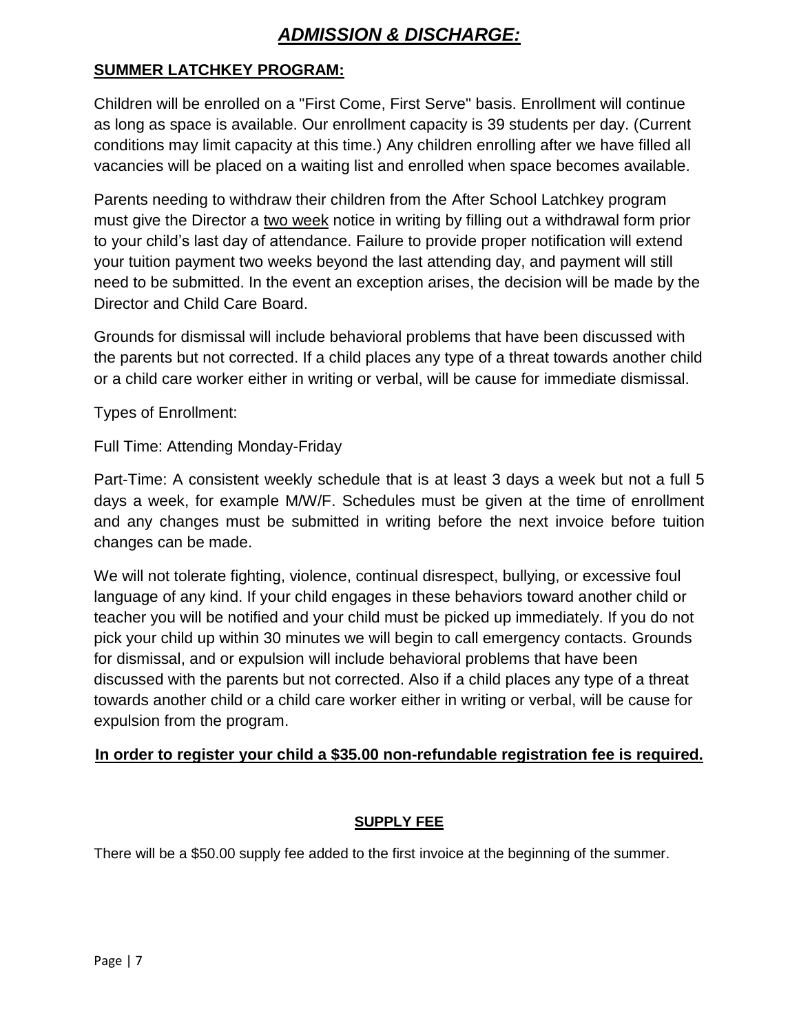# *ADMISSION & DISCHARGE:*

## SUMMER LATCHKEY PROGRAM:

Children will be enrolled on a "First Come, First Serve" basis. Enrollment will continue as long as space is available. Our enrollment capacity is 39 students per day. (Current conditions may limit capacity at this time.) Any children enrolling after we have filled all vacancies will be placed on a waiting list and enrolled when space becomes available.

Parents needing to withdraw their children from the After School Latchkey program must give the Director a <u>two week</u> notice in writing by filling out a withdrawal form prior to your child's last day of attendance. Failure to provide proper notification will extend your tuition payment two weeks beyond the last attending day, and payment will still need to be submitted. In the event an exception arises, the decision will be made by the Director and Child Care Board.

Grounds for dismissal will include behavioral problems that have been discussed with the parents but not corrected. If a child places any type of a threat towards another child or a child care worker either in writing or verbal, will be cause for immediate dismissal.

Types of Enrollment:

Full Time: Attending Monday-Friday

Part-Time: A consistent weekly schedule that is at least 3 days a week but not a full 5 days a week, for example M/W/F. Schedules must be given at the time of enrollment and any changes must be submitted in writing before the next invoice before tuition changes can be made.

We will not tolerate fighting, violence, continual disrespect, bullying, or excessive foul language of any kind. If your child engages in these behaviors toward another child or teacher you will be notified and your child must be picked up immediately. If you do not pick your child up within 30 minutes we will begin to call emergency contacts. Grounds for dismissal, and or expulsion will include behavioral problems that have been discussed with the parents but not corrected. Also if a child places any type of a threat towards another child or a child care worker either in writing or verbal, will be cause for expulsion from the program.

**In order to register your child a $35.00 non-refundable registration fee is required.**

### SUPPLY FEE

There will be a $50.00 supply fee added to the first invoice at the beginning of the summer.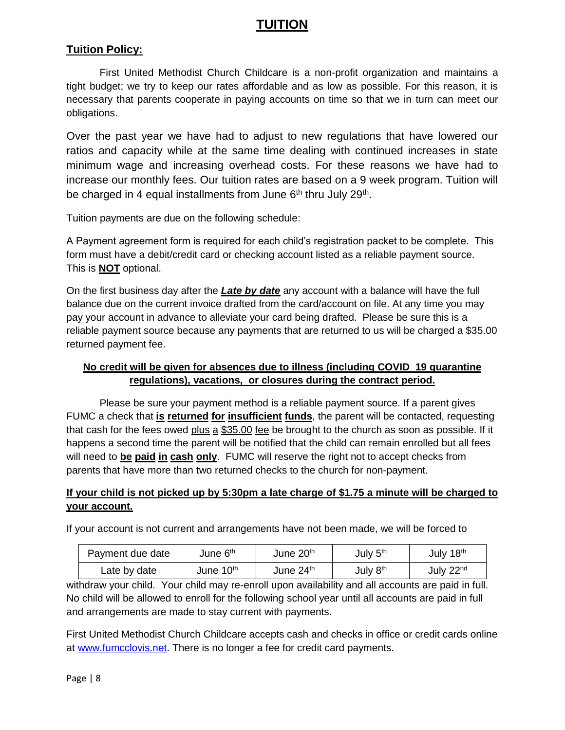# TUITION

## Tuition Policy:

First United Methodist Church Childcare is a non-profit organization and maintains a tight budget; we try to keep our rates affordable and as low as possible. For this reason, it is necessary that parents cooperate in paying accounts on time so that we in turn can meet our obligations.

Over the past year we have had to adjust to new regulations that have lowered our ratios and capacity while at the same time dealing with continued increases in state minimum wage and increasing overhead costs. For these reasons we have had to increase our monthly fees. Our tuition rates are based on a 9 week program. Tuition will be charged in 4 equal installments from June 6th thru July 29th.

Tuition payments are due on the following schedule:

A Payment agreement form is required for each child's registration packet to be complete. This form must have a debit/credit card or checking account listed as a reliable payment source. This is **NOT** optional.

On the first business day after the ***Late by date*** any account with a balance will have the full balance due on the current invoice drafted from the card/account on file. At any time you may pay your account in advance to alleviate your card being drafted. Please be sure this is a reliable payment source because any payments that are returned to us will be charged a $35.00 returned payment fee.

**No credit will be given for absences due to illness (including COVID 19 quarantine regulations), vacations, or closures during the contract period.**

Please be sure your payment method is a reliable payment source. If a parent gives FUMC a check that **is returned for insufficient funds**, the parent will be contacted, requesting that cash for the fees owed plus a $35.00 fee be brought to the church as soon as possible. If it happens a second time the parent will be notified that the child can remain enrolled but all fees will need to **be paid in cash only**. FUMC will reserve the right not to accept checks from parents that have more than two returned checks to the church for non-payment.

**If your child is not picked up by 5:30pm a late charge of $1.75 a minute will be charged to your account.**

If your account is not current and arrangements have not been made, we will be forced to

| Payment due date | June 6th | June 20th | July 5th | July 18th |
|---|---|---|---|---|
| Late by date | June 10th | June 24th | July 8th | July 22nd |

withdraw your child. Your child may re-enroll upon availability and all accounts are paid in full. No child will be allowed to enroll for the following school year until all accounts are paid in full and arrangements are made to stay current with payments.

First United Methodist Church Childcare accepts cash and checks in office or credit cards online at www.fumcclovis.net. There is no longer a fee for credit card payments.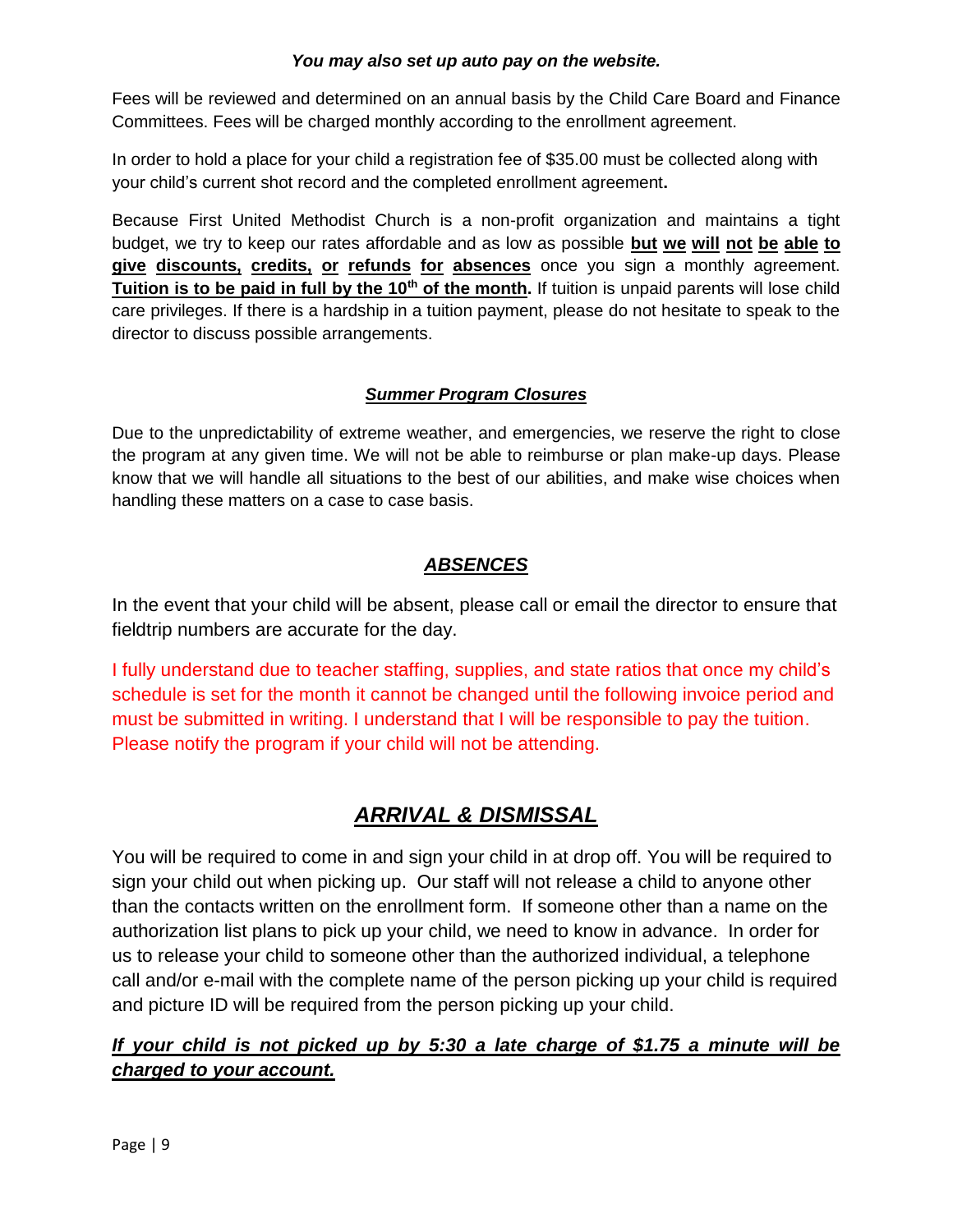***You may also set up auto pay on the website.***

Fees will be reviewed and determined on an annual basis by the Child Care Board and Finance Committees. Fees will be charged monthly according to the enrollment agreement.

In order to hold a place for your child a registration fee of $35.00 must be collected along with your child's current shot record and the completed enrollment agreement**.**

Because First United Methodist Church is a non-profit organization and maintains a tight budget, we try to keep our rates affordable and as low as possible **<u>but we will not be able to give discounts, credits, or refunds for absences</u>** once you sign a monthly agreement. **<u>Tuition is to be paid in full by the 10th of the month.</u>** If tuition is unpaid parents will lose child care privileges. If there is a hardship in a tuition payment, please do not hesitate to speak to the director to discuss possible arrangements.

### ***<u>Summer Program Closures</u>***

Due to the unpredictability of extreme weather, and emergencies, we reserve the right to close the program at any given time. We will not be able to reimburse or plan make-up days. Please know that we will handle all situations to the best of our abilities, and make wise choices when handling these matters on a case to case basis.

## ***<u>ABSENCES</u>***

In the event that your child will be absent, please call or email the director to ensure that fieldtrip numbers are accurate for the day.

I fully understand due to teacher staffing, supplies, and state ratios that once my child's schedule is set for the month it cannot be changed until the following invoice period and must be submitted in writing. I understand that I will be responsible to pay the tuition. Please notify the program if your child will not be attending.

## ***<u>ARRIVAL & DISMISSAL</u>***

You will be required to come in and sign your child in at drop off. You will be required to sign your child out when picking up. Our staff will not release a child to anyone other than the contacts written on the enrollment form. If someone other than a name on the authorization list plans to pick up your child, we need to know in advance. In order for us to release your child to someone other than the authorized individual, a telephone call and/or e-mail with the complete name of the person picking up your child is required and picture ID will be required from the person picking up your child.

***<u>If your child is not picked up by 5:30 a late charge of $1.75 a minute will be charged to your account.</u>***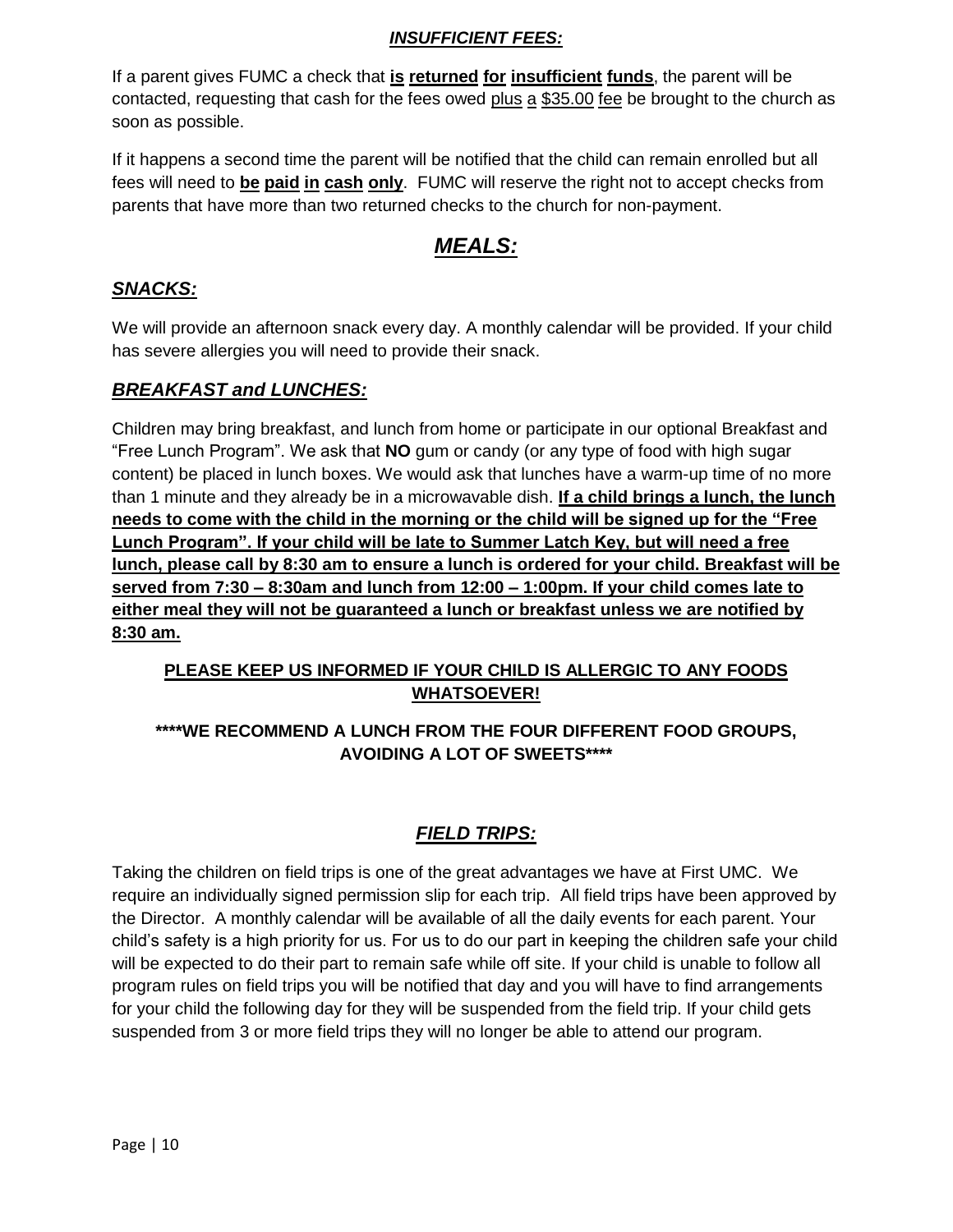### ***INSUFFICIENT FEES:***

If a parent gives FUMC a check that **is returned for insufficient funds**, the parent will be contacted, requesting that cash for the fees owed plus a $35.00 fee be brought to the church as soon as possible.

If it happens a second time the parent will be notified that the child can remain enrolled but all fees will need to **be paid in cash only**. FUMC will reserve the right not to accept checks from parents that have more than two returned checks to the church for non-payment.

## ***MEALS:***

### ***SNACKS:***

We will provide an afternoon snack every day. A monthly calendar will be provided. If your child has severe allergies you will need to provide their snack.

### ***BREAKFAST and LUNCHES:***

Children may bring breakfast, and lunch from home or participate in our optional Breakfast and "Free Lunch Program". We ask that **NO** gum or candy (or any type of food with high sugar content) be placed in lunch boxes. We would ask that lunches have a warm-up time of no more than 1 minute and they already be in a microwavable dish. **If a child brings a lunch, the lunch needs to come with the child in the morning or the child will be signed up for the "Free Lunch Program". If your child will be late to Summer Latch Key, but will need a free lunch, please call by 8:30 am to ensure a lunch is ordered for your child. Breakfast will be served from 7:30 – 8:30am and lunch from 12:00 – 1:00pm. If your child comes late to either meal they will not be guaranteed a lunch or breakfast unless we are notified by 8:30 am.**

**PLEASE KEEP US INFORMED IF YOUR CHILD IS ALLERGIC TO ANY FOODS WHATSOEVER!**

**\*\*\*\*WE RECOMMEND A LUNCH FROM THE FOUR DIFFERENT FOOD GROUPS, AVOIDING A LOT OF SWEETS\*\*\*\***

## ***FIELD TRIPS:***

Taking the children on field trips is one of the great advantages we have at First UMC. We require an individually signed permission slip for each trip. All field trips have been approved by the Director. A monthly calendar will be available of all the daily events for each parent. Your child's safety is a high priority for us. For us to do our part in keeping the children safe your child will be expected to do their part to remain safe while off site. If your child is unable to follow all program rules on field trips you will be notified that day and you will have to find arrangements for your child the following day for they will be suspended from the field trip. If your child gets suspended from 3 or more field trips they will no longer be able to attend our program.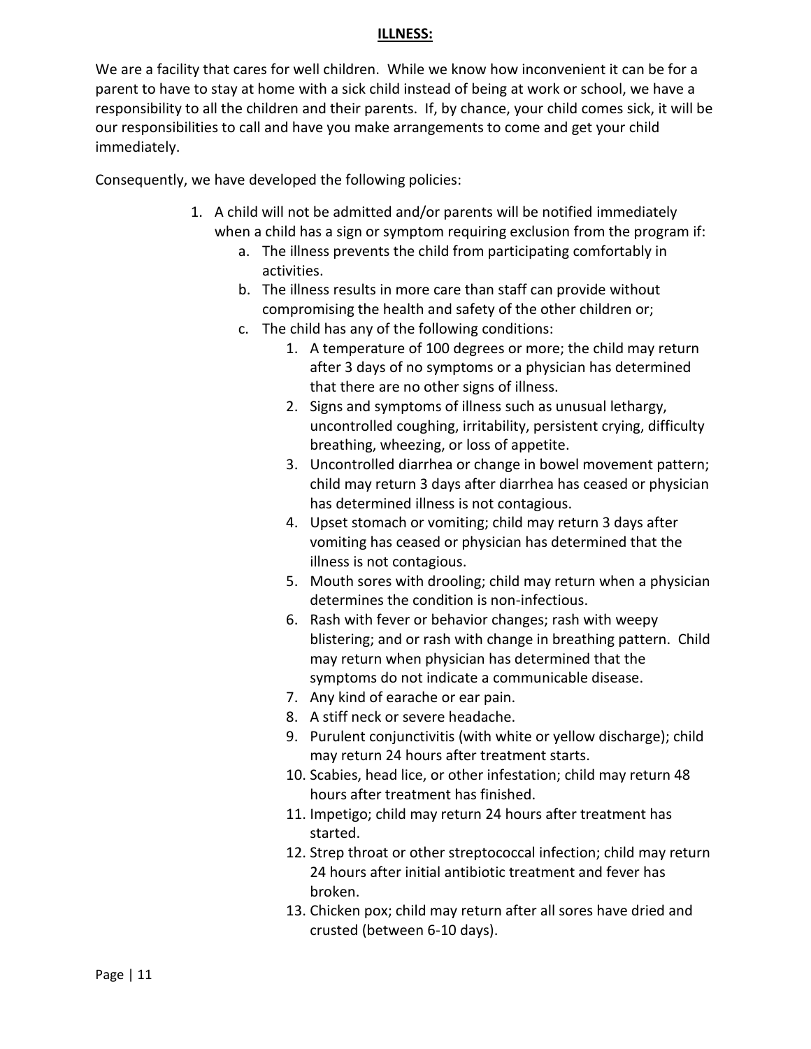**ILLNESS:**

We are a facility that cares for well children. While we know how inconvenient it can be for a parent to have to stay at home with a sick child instead of being at work or school, we have a responsibility to all the children and their parents. If, by chance, your child comes sick, it will be our responsibilities to call and have you make arrangements to come and get your child immediately.

Consequently, we have developed the following policies:

1. A child will not be admitted and/or parents will be notified immediately when a child has a sign or symptom requiring exclusion from the program if:
    a. The illness prevents the child from participating comfortably in activities.
    b. The illness results in more care than staff can provide without compromising the health and safety of the other children or;
    c. The child has any of the following conditions:
        1. A temperature of 100 degrees or more; the child may return after 3 days of no symptoms or a physician has determined that there are no other signs of illness.
        2. Signs and symptoms of illness such as unusual lethargy, uncontrolled coughing, irritability, persistent crying, difficulty breathing, wheezing, or loss of appetite.
        3. Uncontrolled diarrhea or change in bowel movement pattern; child may return 3 days after diarrhea has ceased or physician has determined illness is not contagious.
        4. Upset stomach or vomiting; child may return 3 days after vomiting has ceased or physician has determined that the illness is not contagious.
        5. Mouth sores with drooling; child may return when a physician determines the condition is non-infectious.
        6. Rash with fever or behavior changes; rash with weepy blistering; and or rash with change in breathing pattern. Child may return when physician has determined that the symptoms do not indicate a communicable disease.
        7. Any kind of earache or ear pain.
        8. A stiff neck or severe headache.
        9. Purulent conjunctivitis (with white or yellow discharge); child may return 24 hours after treatment starts.
        10. Scabies, head lice, or other infestation; child may return 48 hours after treatment has finished.
        11. Impetigo; child may return 24 hours after treatment has started.
        12. Strep throat or other streptococcal infection; child may return 24 hours after initial antibiotic treatment and fever has broken.
        13. Chicken pox; child may return after all sores have dried and crusted (between 6-10 days).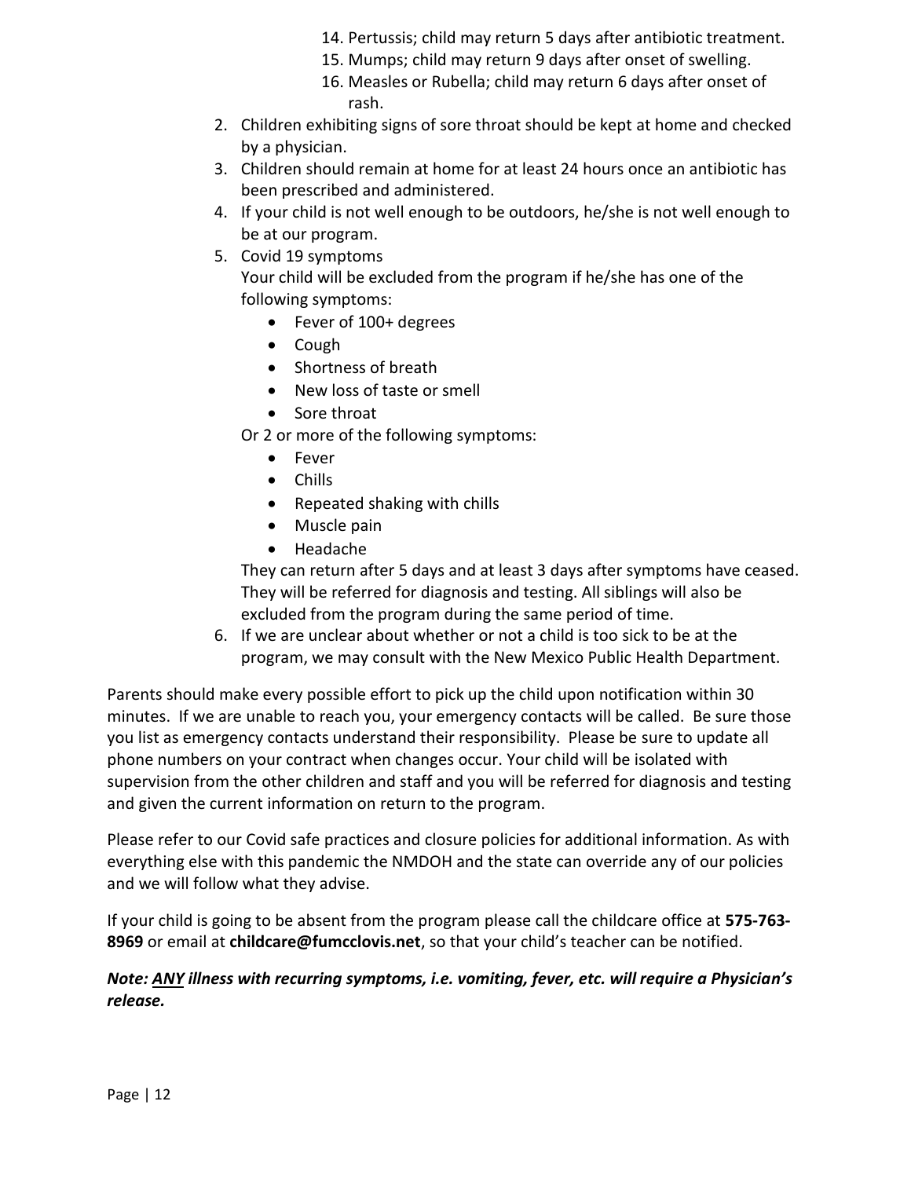14. Pertussis; child may return 5 days after antibiotic treatment.
   15. Mumps; child may return 9 days after onset of swelling.
   16. Measles or Rubella; child may return 6 days after onset of rash.

2. Children exhibiting signs of sore throat should be kept at home and checked by a physician.
3. Children should remain at home for at least 24 hours once an antibiotic has been prescribed and administered.
4. If your child is not well enough to be outdoors, he/she is not well enough to be at our program.
5. Covid 19 symptoms
   Your child will be excluded from the program if he/she has one of the following symptoms:
   - Fever of 100+ degrees
   - Cough
   - Shortness of breath
   - New loss of taste or smell
   - Sore throat

   Or 2 or more of the following symptoms:
   - Fever
   - Chills
   - Repeated shaking with chills
   - Muscle pain
   - Headache

   They can return after 5 days and at least 3 days after symptoms have ceased. They will be referred for diagnosis and testing. All siblings will also be excluded from the program during the same period of time.
6. If we are unclear about whether or not a child is too sick to be at the program, we may consult with the New Mexico Public Health Department.

Parents should make every possible effort to pick up the child upon notification within 30 minutes. If we are unable to reach you, your emergency contacts will be called. Be sure those you list as emergency contacts understand their responsibility. Please be sure to update all phone numbers on your contract when changes occur. Your child will be isolated with supervision from the other children and staff and you will be referred for diagnosis and testing and given the current information on return to the program.

Please refer to our Covid safe practices and closure policies for additional information. As with everything else with this pandemic the NMDOH and the state can override any of our policies and we will follow what they advise.

If your child is going to be absent from the program please call the childcare office at **575-763-8969** or email at **childcare@fumcclovis.net**, so that your child's teacher can be notified.

***Note: <u>ANY</u> illness with recurring symptoms, i.e. vomiting, fever, etc. will require a Physician's release.***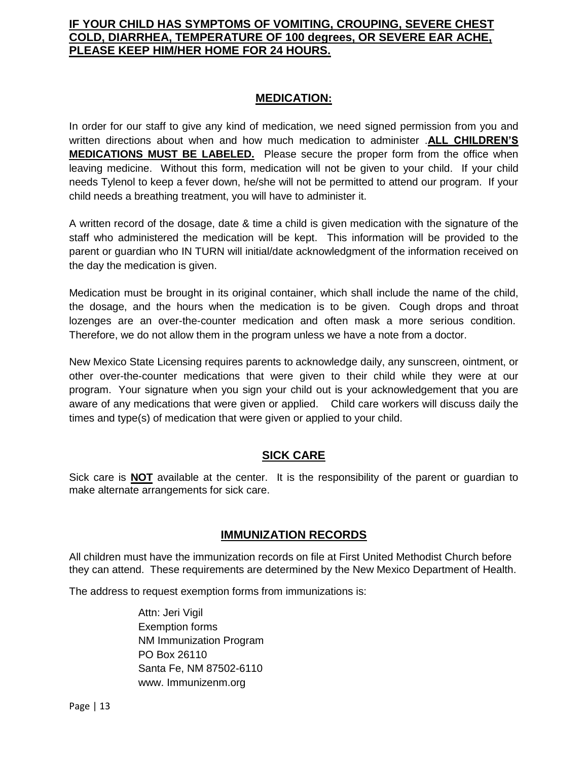**IF YOUR CHILD HAS SYMPTOMS OF VOMITING, CROUPING, SEVERE CHEST COLD, DIARRHEA, TEMPERATURE OF 100 degrees, OR SEVERE EAR ACHE, PLEASE KEEP HIM/HER HOME FOR 24 HOURS.**

## MEDICATION:

In order for our staff to give any kind of medication, we need signed permission from you and written directions about when and how much medication to administer .**ALL CHILDREN'S MEDICATIONS MUST BE LABELED.** Please secure the proper form from the office when leaving medicine. Without this form, medication will not be given to your child. If your child needs Tylenol to keep a fever down, he/she will not be permitted to attend our program. If your child needs a breathing treatment, you will have to administer it.

A written record of the dosage, date & time a child is given medication with the signature of the staff who administered the medication will be kept. This information will be provided to the parent or guardian who IN TURN will initial/date acknowledgment of the information received on the day the medication is given.

Medication must be brought in its original container, which shall include the name of the child, the dosage, and the hours when the medication is to be given. Cough drops and throat lozenges are an over-the-counter medication and often mask a more serious condition. Therefore, we do not allow them in the program unless we have a note from a doctor.

New Mexico State Licensing requires parents to acknowledge daily, any sunscreen, ointment, or other over-the-counter medications that were given to their child while they were at our program. Your signature when you sign your child out is your acknowledgement that you are aware of any medications that were given or applied. Child care workers will discuss daily the times and type(s) of medication that were given or applied to your child.

## SICK CARE

Sick care is **NOT** available at the center. It is the responsibility of the parent or guardian to make alternate arrangements for sick care.

## IMMUNIZATION RECORDS

All children must have the immunization records on file at First United Methodist Church before they can attend. These requirements are determined by the New Mexico Department of Health.

The address to request exemption forms from immunizations is:

Attn: Jeri Vigil
Exemption forms
NM Immunization Program
PO Box 26110
Santa Fe, NM 87502-6110
www. Immunizenm.org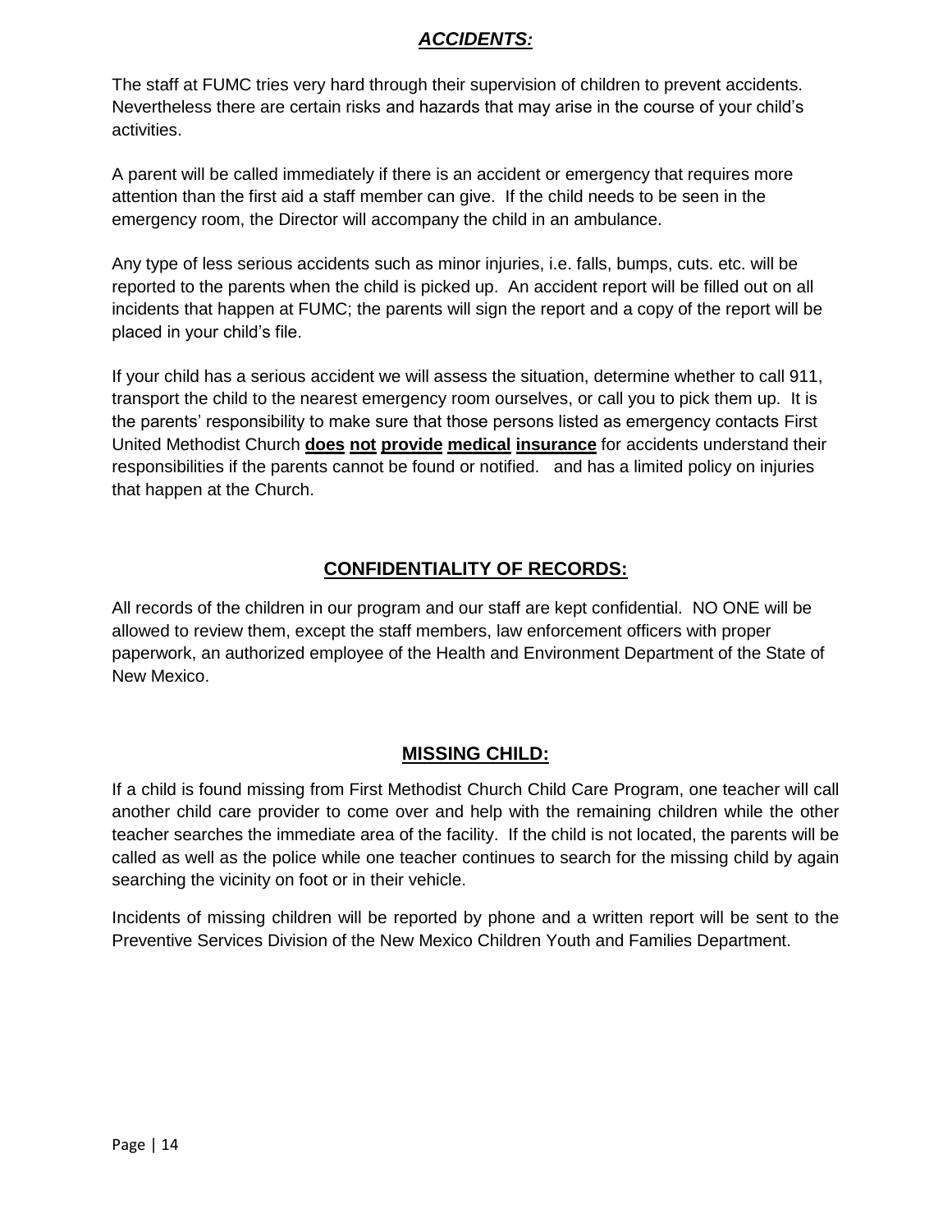## ***ACCIDENTS:***

The staff at FUMC tries very hard through their supervision of children to prevent accidents. Nevertheless there are certain risks and hazards that may arise in the course of your child's activities.

A parent will be called immediately if there is an accident or emergency that requires more attention than the first aid a staff member can give. If the child needs to be seen in the emergency room, the Director will accompany the child in an ambulance.

Any type of less serious accidents such as minor injuries, i.e. falls, bumps, cuts. etc. will be reported to the parents when the child is picked up. An accident report will be filled out on all incidents that happen at FUMC; the parents will sign the report and a copy of the report will be placed in your child's file.

If your child has a serious accident we will assess the situation, determine whether to call 911, transport the child to the nearest emergency room ourselves, or call you to pick them up. It is the parents' responsibility to make sure that those persons listed as emergency contacts First United Methodist Church **does not provide medical insurance** for accidents understand their responsibilities if the parents cannot be found or notified. and has a limited policy on injuries that happen at the Church.

## **CONFIDENTIALITY OF RECORDS:**

All records of the children in our program and our staff are kept confidential. NO ONE will be allowed to review them, except the staff members, law enforcement officers with proper paperwork, an authorized employee of the Health and Environment Department of the State of New Mexico.

## **MISSING CHILD:**

If a child is found missing from First Methodist Church Child Care Program, one teacher will call another child care provider to come over and help with the remaining children while the other teacher searches the immediate area of the facility. If the child is not located, the parents will be called as well as the police while one teacher continues to search for the missing child by again searching the vicinity on foot or in their vehicle.

Incidents of missing children will be reported by phone and a written report will be sent to the Preventive Services Division of the New Mexico Children Youth and Families Department.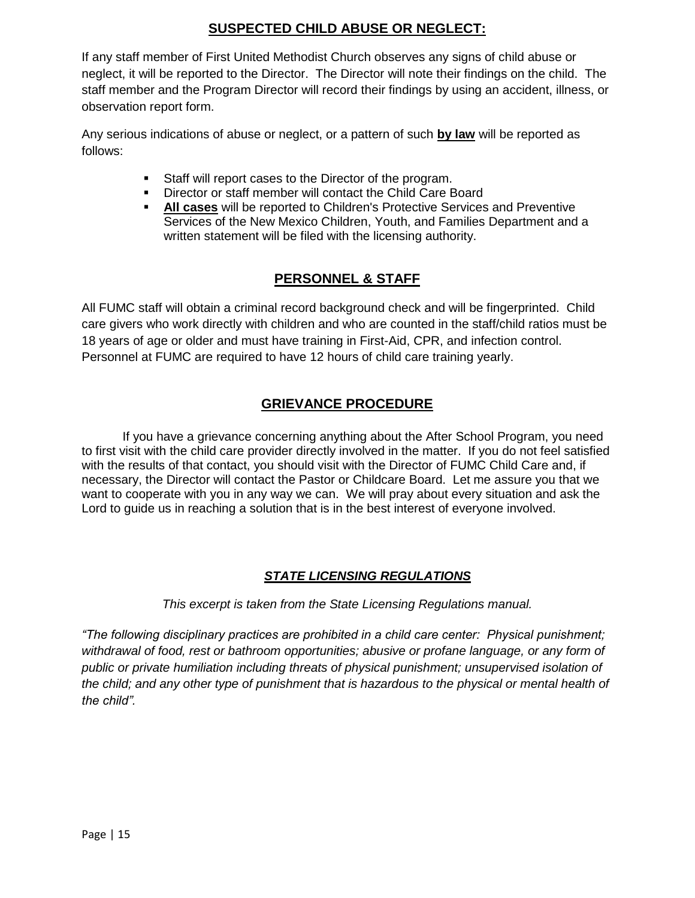## SUSPECTED CHILD ABUSE OR NEGLECT:

If any staff member of First United Methodist Church observes any signs of child abuse or neglect, it will be reported to the Director. The Director will note their findings on the child. The staff member and the Program Director will record their findings by using an accident, illness, or observation report form.

Any serious indications of abuse or neglect, or a pattern of such **by law** will be reported as follows:

- Staff will report cases to the Director of the program.
- Director or staff member will contact the Child Care Board
- **All cases** will be reported to Children's Protective Services and Preventive Services of the New Mexico Children, Youth, and Families Department and a written statement will be filed with the licensing authority.

## PERSONNEL & STAFF

All FUMC staff will obtain a criminal record background check and will be fingerprinted. Child care givers who work directly with children and who are counted in the staff/child ratios must be 18 years of age or older and must have training in First-Aid, CPR, and infection control. Personnel at FUMC are required to have 12 hours of child care training yearly.

## GRIEVANCE PROCEDURE

If you have a grievance concerning anything about the After School Program, you need to first visit with the child care provider directly involved in the matter. If you do not feel satisfied with the results of that contact, you should visit with the Director of FUMC Child Care and, if necessary, the Director will contact the Pastor or Childcare Board. Let me assure you that we want to cooperate with you in any way we can. We will pray about every situation and ask the Lord to guide us in reaching a solution that is in the best interest of everyone involved.

## *STATE LICENSING REGULATIONS*

*This excerpt is taken from the State Licensing Regulations manual.*

*"The following disciplinary practices are prohibited in a child care center: Physical punishment; withdrawal of food, rest or bathroom opportunities; abusive or profane language, or any form of public or private humiliation including threats of physical punishment; unsupervised isolation of the child; and any other type of punishment that is hazardous to the physical or mental health of the child".*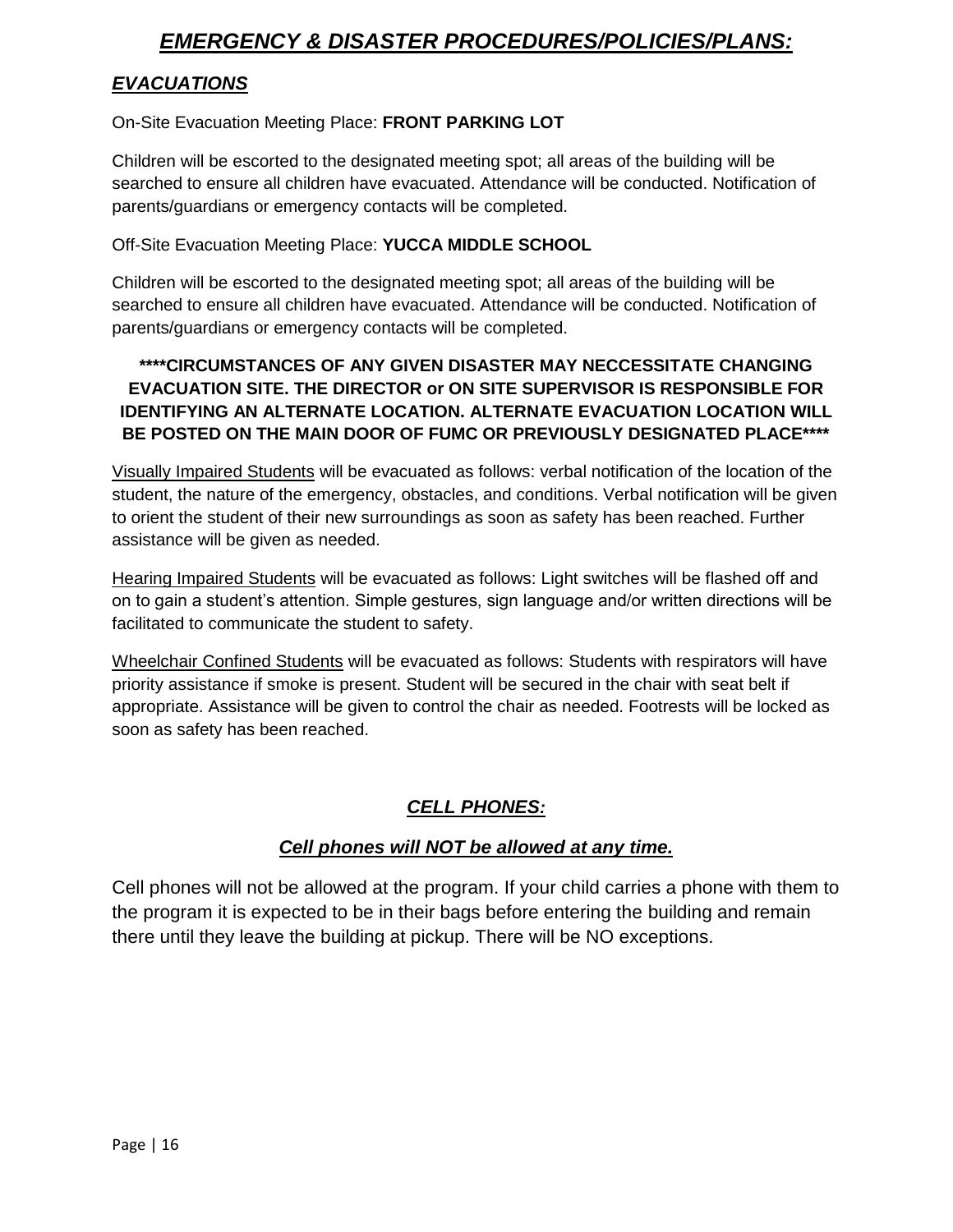# ***EMERGENCY & DISASTER PROCEDURES/POLICIES/PLANS:***

## ***EVACUATIONS***

On-Site Evacuation Meeting Place: **FRONT PARKING LOT**

Children will be escorted to the designated meeting spot; all areas of the building will be searched to ensure all children have evacuated. Attendance will be conducted. Notification of parents/guardians or emergency contacts will be completed.

Off-Site Evacuation Meeting Place: **YUCCA MIDDLE SCHOOL**

Children will be escorted to the designated meeting spot; all areas of the building will be searched to ensure all children have evacuated. Attendance will be conducted. Notification of parents/guardians or emergency contacts will be completed.

**\*\*\*\*CIRCUMSTANCES OF ANY GIVEN DISASTER MAY NECCESSITATE CHANGING EVACUATION SITE. THE DIRECTOR or ON SITE SUPERVISOR IS RESPONSIBLE FOR IDENTIFYING AN ALTERNATE LOCATION. ALTERNATE EVACUATION LOCATION WILL BE POSTED ON THE MAIN DOOR OF FUMC OR PREVIOUSLY DESIGNATED PLACE\*\*\*\***

<u>Visually Impaired Students</u> will be evacuated as follows: verbal notification of the location of the student, the nature of the emergency, obstacles, and conditions. Verbal notification will be given to orient the student of their new surroundings as soon as safety has been reached. Further assistance will be given as needed.

<u>Hearing Impaired Students</u> will be evacuated as follows: Light switches will be flashed off and on to gain a student's attention. Simple gestures, sign language and/or written directions will be facilitated to communicate the student to safety.

<u>Wheelchair Confined Students</u> will be evacuated as follows: Students with respirators will have priority assistance if smoke is present. Student will be secured in the chair with seat belt if appropriate. Assistance will be given to control the chair as needed. Footrests will be locked as soon as safety has been reached.

## ***CELL PHONES:***

***Cell phones will NOT be allowed at any time.***

Cell phones will not be allowed at the program. If your child carries a phone with them to the program it is expected to be in their bags before entering the building and remain there until they leave the building at pickup. There will be NO exceptions.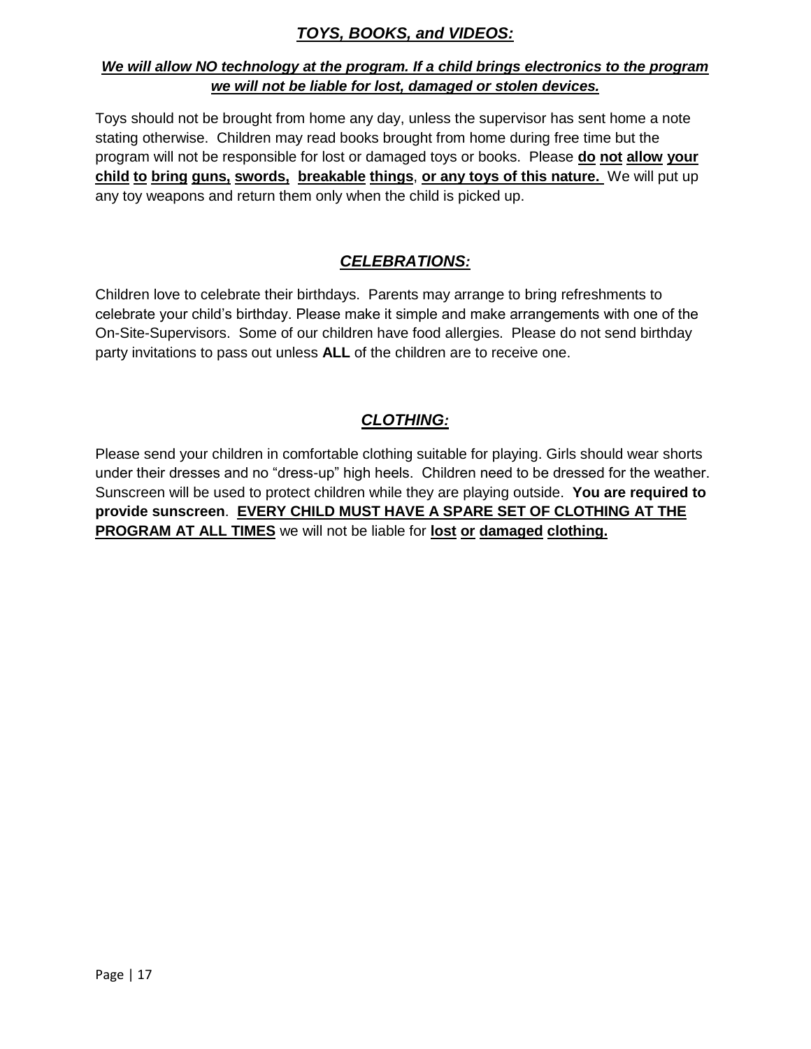## ***TOYS, BOOKS, and VIDEOS:***

***We will allow NO technology at the program. If a child brings electronics to the program we will not be liable for lost, damaged or stolen devices.***

Toys should not be brought from home any day, unless the supervisor has sent home a note stating otherwise. Children may read books brought from home during free time but the program will not be responsible for lost or damaged toys or books. Please **do not allow your child to bring guns, swords, breakable things**, **or any toys of this nature.** We will put up any toy weapons and return them only when the child is picked up.

## ***CELEBRATIONS:***

Children love to celebrate their birthdays. Parents may arrange to bring refreshments to celebrate your child's birthday. Please make it simple and make arrangements with one of the On-Site-Supervisors. Some of our children have food allergies. Please do not send birthday party invitations to pass out unless **ALL** of the children are to receive one.

## ***CLOTHING:***

Please send your children in comfortable clothing suitable for playing. Girls should wear shorts under their dresses and no "dress-up" high heels. Children need to be dressed for the weather. Sunscreen will be used to protect children while they are playing outside. **You are required to provide sunscreen**. **EVERY CHILD MUST HAVE A SPARE SET OF CLOTHING AT THE PROGRAM AT ALL TIMES** we will not be liable for **lost or damaged clothing.**